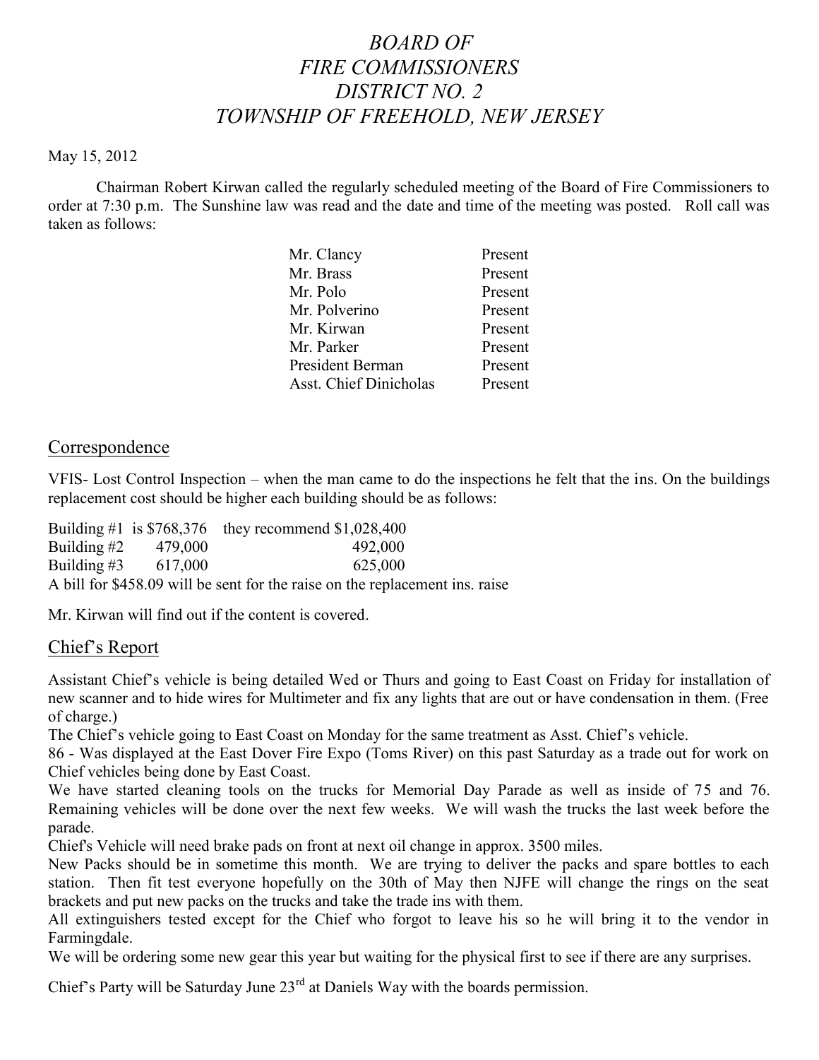# *BOARD OF FIRE COMMISSIONERS DISTRICT NO. 2 TOWNSHIP OF FREEHOLD, NEW JERSEY*

May 15, 2012

Chairman Robert Kirwan called the regularly scheduled meeting of the Board of Fire Commissioners to order at 7:30 p.m. The Sunshine law was read and the date and time of the meeting was posted. Roll call was taken as follows:

| | |
|---|---|
| Mr. Clancy | Present |
| Mr. Brass | Present |
| Mr. Polo | Present |
| Mr. Polverino | Present |
| Mr. Kirwan | Present |
| Mr. Parker | Present |
| President Berman | Present |
| Asst. Chief Dinicholas | Present |

## Correspondence

VFIS- Lost Control Inspection – when the man came to do the inspections he felt that the ins. On the buildings replacement cost should be higher each building should be as follows:

| | | |
|---|---|---|
| Building #1 | is $768,376 | they recommend $1,028,400 |
| Building #2 | 479,000 | 492,000 |
| Building #3 | 617,000 | 625,000 |

A bill for $458.09 will be sent for the raise on the replacement ins. raise

Mr. Kirwan will find out if the content is covered.

## Chief's Report

Assistant Chief's vehicle is being detailed Wed or Thurs and going to East Coast on Friday for installation of new scanner and to hide wires for Multimeter and fix any lights that are out or have condensation in them. (Free of charge.)

The Chief's vehicle going to East Coast on Monday for the same treatment as Asst. Chief's vehicle.

86 - Was displayed at the East Dover Fire Expo (Toms River) on this past Saturday as a trade out for work on Chief vehicles being done by East Coast.

We have started cleaning tools on the trucks for Memorial Day Parade as well as inside of 75 and 76. Remaining vehicles will be done over the next few weeks. We will wash the trucks the last week before the parade.

Chief's Vehicle will need brake pads on front at next oil change in approx. 3500 miles.

New Packs should be in sometime this month. We are trying to deliver the packs and spare bottles to each station. Then fit test everyone hopefully on the 30th of May then NJFE will change the rings on the seat brackets and put new packs on the trucks and take the trade ins with them.

All extinguishers tested except for the Chief who forgot to leave his so he will bring it to the vendor in Farmingdale.

We will be ordering some new gear this year but waiting for the physical first to see if there are any surprises.

Chief's Party will be Saturday June 23rd at Daniels Way with the boards permission.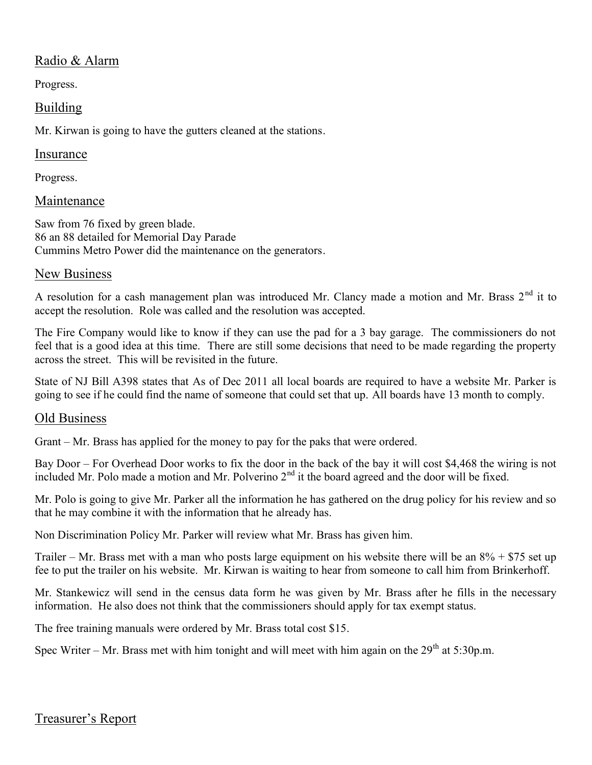## Radio & Alarm

Progress.

## Building

Mr. Kirwan is going to have the gutters cleaned at the stations.

## Insurance

Progress.

## Maintenance

Saw from 76 fixed by green blade.
86 an 88 detailed for Memorial Day Parade
Cummins Metro Power did the maintenance on the generators.

## New Business

A resolution for a cash management plan was introduced Mr. Clancy made a motion and Mr. Brass 2nd it to accept the resolution. Role was called and the resolution was accepted.

The Fire Company would like to know if they can use the pad for a 3 bay garage. The commissioners do not feel that is a good idea at this time. There are still some decisions that need to be made regarding the property across the street. This will be revisited in the future.

State of NJ Bill A398 states that As of Dec 2011 all local boards are required to have a website Mr. Parker is going to see if he could find the name of someone that could set that up. All boards have 13 month to comply.

## Old Business

Grant – Mr. Brass has applied for the money to pay for the paks that were ordered.

Bay Door – For Overhead Door works to fix the door in the back of the bay it will cost $4,468 the wiring is not included Mr. Polo made a motion and Mr. Polverino 2nd it the board agreed and the door will be fixed.

Mr. Polo is going to give Mr. Parker all the information he has gathered on the drug policy for his review and so that he may combine it with the information that he already has.

Non Discrimination Policy Mr. Parker will review what Mr. Brass has given him.

Trailer – Mr. Brass met with a man who posts large equipment on his website there will be an 8% + $75 set up fee to put the trailer on his website. Mr. Kirwan is waiting to hear from someone to call him from Brinkerhoff.

Mr. Stankewicz will send in the census data form he was given by Mr. Brass after he fills in the necessary information. He also does not think that the commissioners should apply for tax exempt status.

The free training manuals were ordered by Mr. Brass total cost $15.

Spec Writer – Mr. Brass met with him tonight and will meet with him again on the 29th at 5:30p.m.

## Treasurer's Report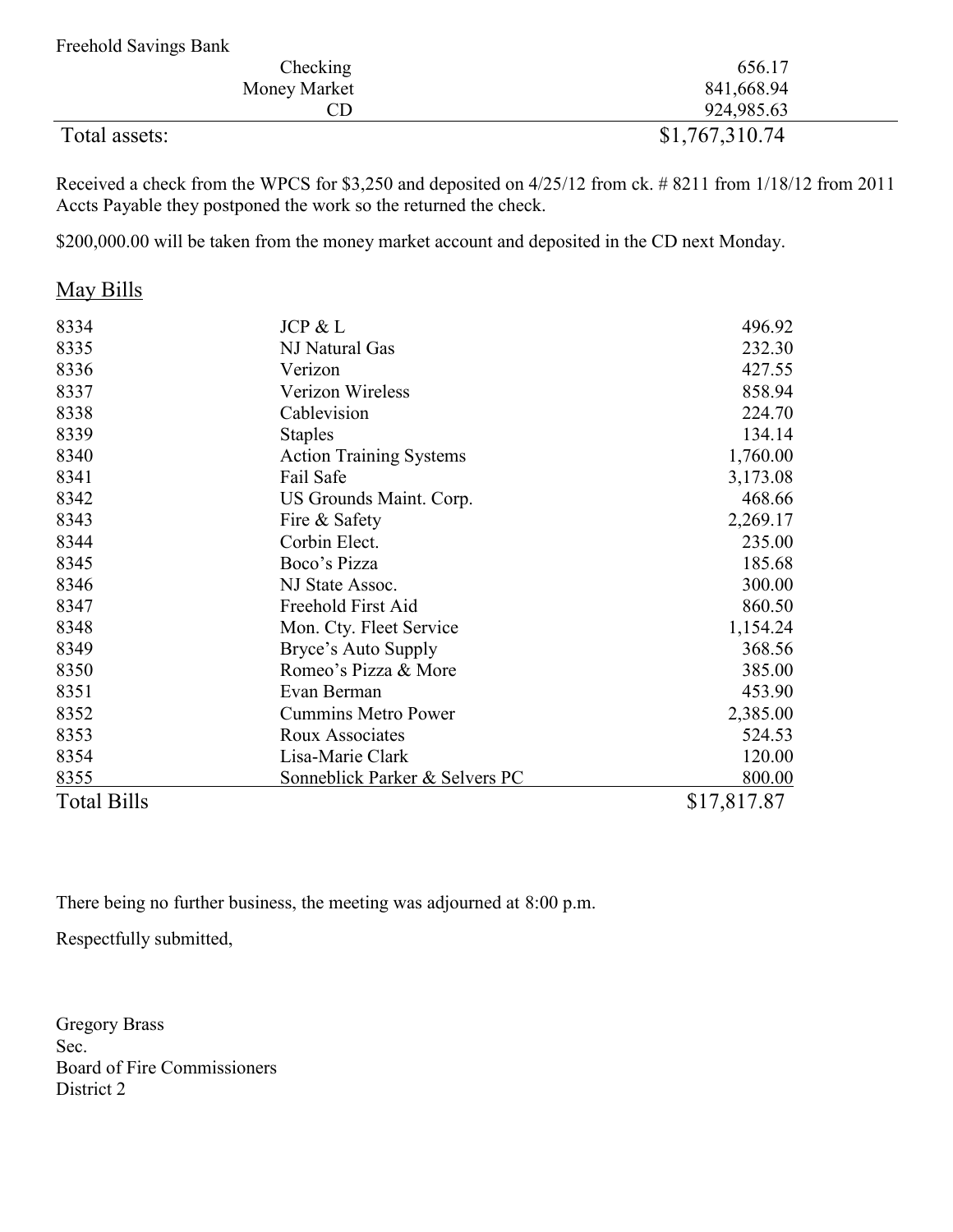Freehold Savings Bank

| | |
|---|---|
| Checking | 656.17 |
| Money Market | 841,668.94 |
| CD | 924,985.63 |
| Total assets: | $1,767,310.74 |

Received a check from the WPCS for $3,250 and deposited on 4/25/12 from ck. # 8211 from 1/18/12 from 2011 Accts Payable they postponed the work so the returned the check.

$200,000.00 will be taken from the money market account and deposited in the CD next Monday.

## May Bills

| | | |
|---|---|---|
| 8334 | JCP & L | 496.92 |
| 8335 | NJ Natural Gas | 232.30 |
| 8336 | Verizon | 427.55 |
| 8337 | Verizon Wireless | 858.94 |
| 8338 | Cablevision | 224.70 |
| 8339 | Staples | 134.14 |
| 8340 | Action Training Systems | 1,760.00 |
| 8341 | Fail Safe | 3,173.08 |
| 8342 | US Grounds Maint. Corp. | 468.66 |
| 8343 | Fire & Safety | 2,269.17 |
| 8344 | Corbin Elect. | 235.00 |
| 8345 | Boco's Pizza | 185.68 |
| 8346 | NJ State Assoc. | 300.00 |
| 8347 | Freehold First Aid | 860.50 |
| 8348 | Mon. Cty. Fleet Service | 1,154.24 |
| 8349 | Bryce's Auto Supply | 368.56 |
| 8350 | Romeo's Pizza & More | 385.00 |
| 8351 | Evan Berman | 453.90 |
| 8352 | Cummins Metro Power | 2,385.00 |
| 8353 | Roux Associates | 524.53 |
| 8354 | Lisa-Marie Clark | 120.00 |
| 8355 | Sonneblick Parker & Selvers PC | 800.00 |
| Total Bills | | $17,817.87 |

There being no further business, the meeting was adjourned at 8:00 p.m.

Respectfully submitted,

Gregory Brass
Sec.
Board of Fire Commissioners
District 2